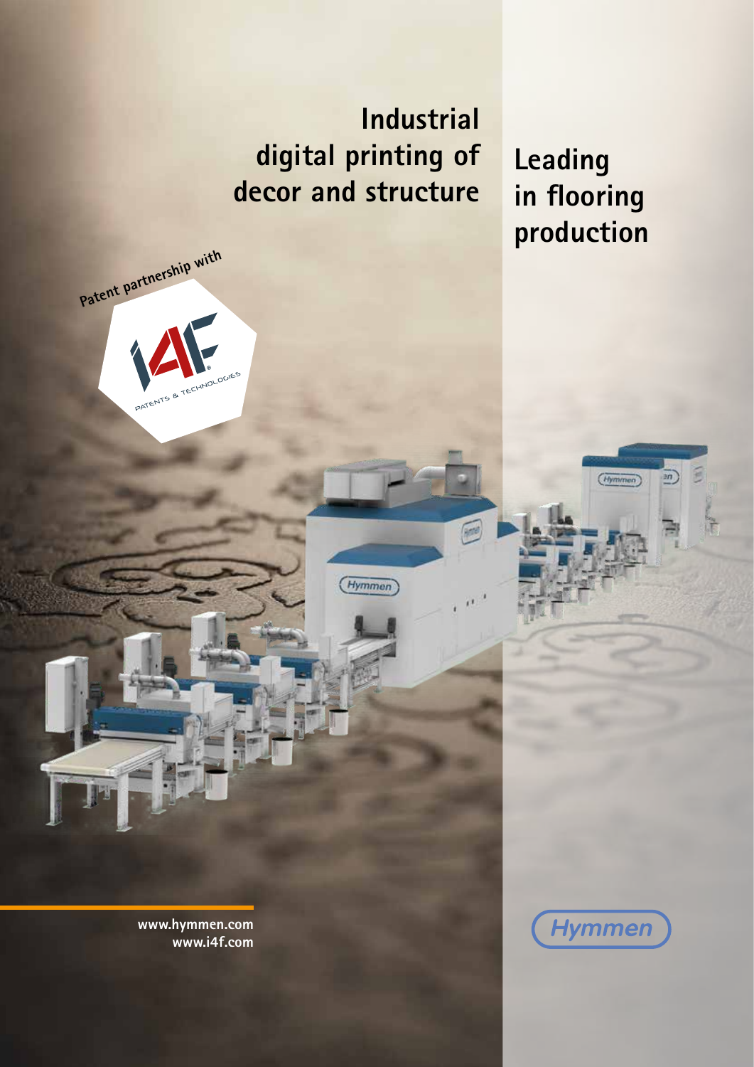# Industrial digital printing of decor and structure

# Leading in flooring production

Patent partnership with

i4F PATENTS & TECHNOLOGIES

www.hymmen.com
www.i4f.com

Hymmen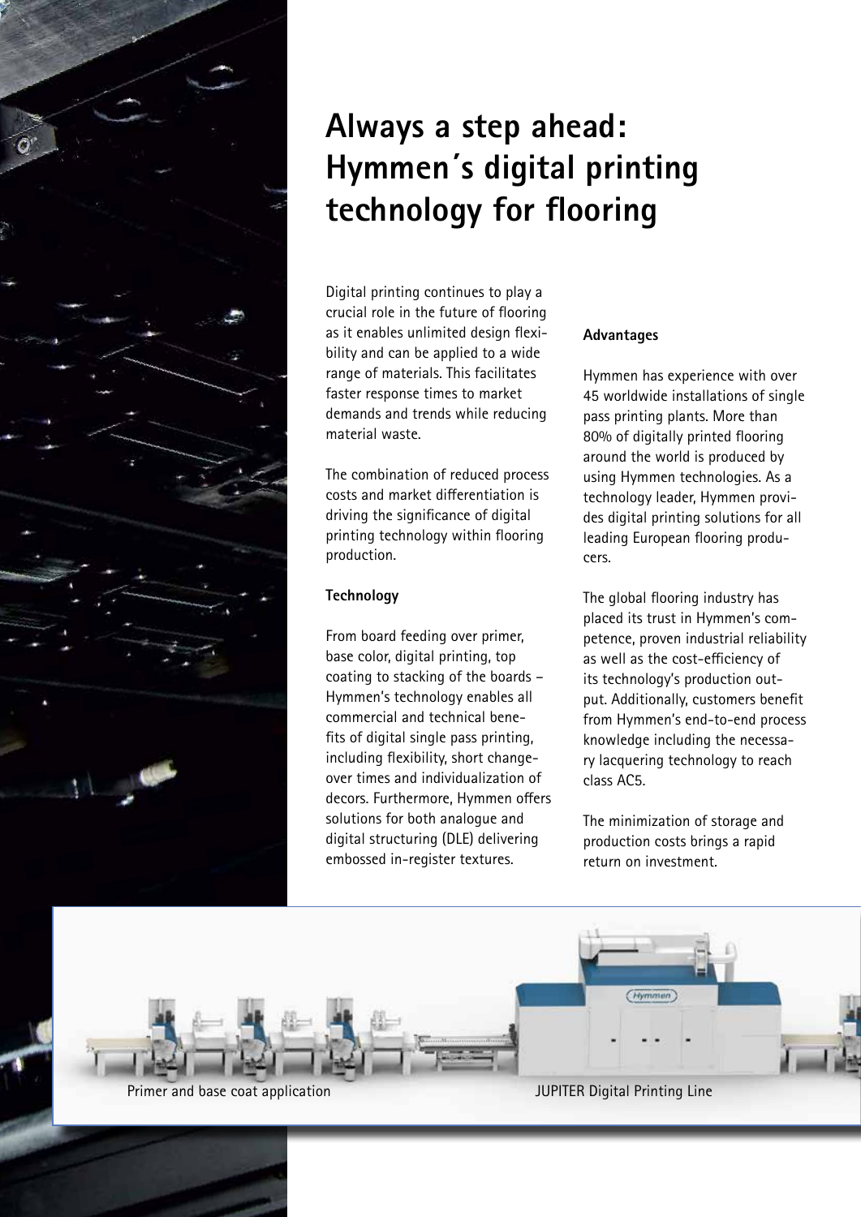# Always a step ahead: Hymmen´s digital printing technology for flooring

Digital printing continues to play a crucial role in the future of flooring as it enables unlimited design flexibility and can be applied to a wide range of materials. This facilitates faster response times to market demands and trends while reducing material waste.

The combination of reduced process costs and market differentiation is driving the significance of digital printing technology within flooring production.

**Technology**

From board feeding over primer, base color, digital printing, top coating to stacking of the boards – Hymmen's technology enables all commercial and technical benefits of digital single pass printing, including flexibility, short changeover times and individualization of decors. Furthermore, Hymmen offers solutions for both analogue and digital structuring (DLE) delivering embossed in-register textures.

**Advantages**

Hymmen has experience with over 45 worldwide installations of single pass printing plants. More than 80% of digitally printed flooring around the world is produced by using Hymmen technologies. As a technology leader, Hymmen provides digital printing solutions for all leading European flooring producers.

The global flooring industry has placed its trust in Hymmen's competence, proven industrial reliability as well as the cost-efficiency of its technology's production output. Additionally, customers benefit from Hymmen's end-to-end process knowledge including the necessary lacquering technology to reach class AC5.

The minimization of storage and production costs brings a rapid return on investment.

Primer and base coat application

JUPITER Digital Printing Line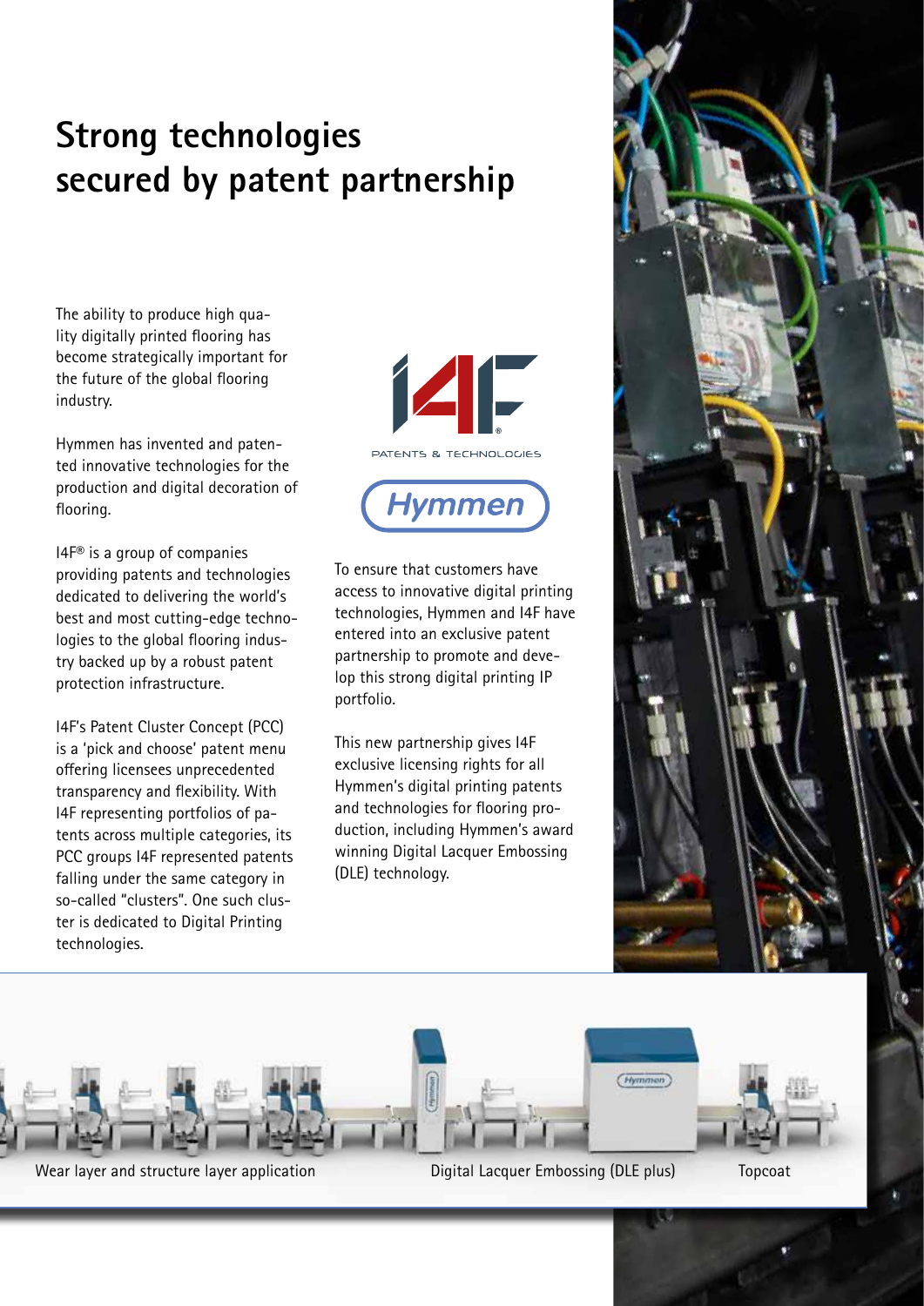# Strong technologies secured by patent partnership

The ability to produce high quality digitally printed flooring has become strategically important for the future of the global flooring industry.

Hymmen has invented and patented innovative technologies for the production and digital decoration of flooring.

I4F® is a group of companies providing patents and technologies dedicated to delivering the world's best and most cutting-edge technologies to the global flooring industry backed up by a robust patent protection infrastructure.

I4F's Patent Cluster Concept (PCC) is a 'pick and choose' patent menu offering licensees unprecedented transparency and flexibility. With I4F representing portfolios of patents across multiple categories, its PCC groups I4F represented patents falling under the same category in so-called "clusters". One such cluster is dedicated to Digital Printing technologies.

I4F PATENTS & TECHNOLOGIES

Hymmen

To ensure that customers have access to innovative digital printing technologies, Hymmen and I4F have entered into an exclusive patent partnership to promote and develop this strong digital printing IP portfolio.

This new partnership gives I4F exclusive licensing rights for all Hymmen's digital printing patents and technologies for flooring production, including Hymmen's award winning Digital Lacquer Embossing (DLE) technology.

Wear layer and structure layer application

Digital Lacquer Embossing (DLE plus)

Topcoat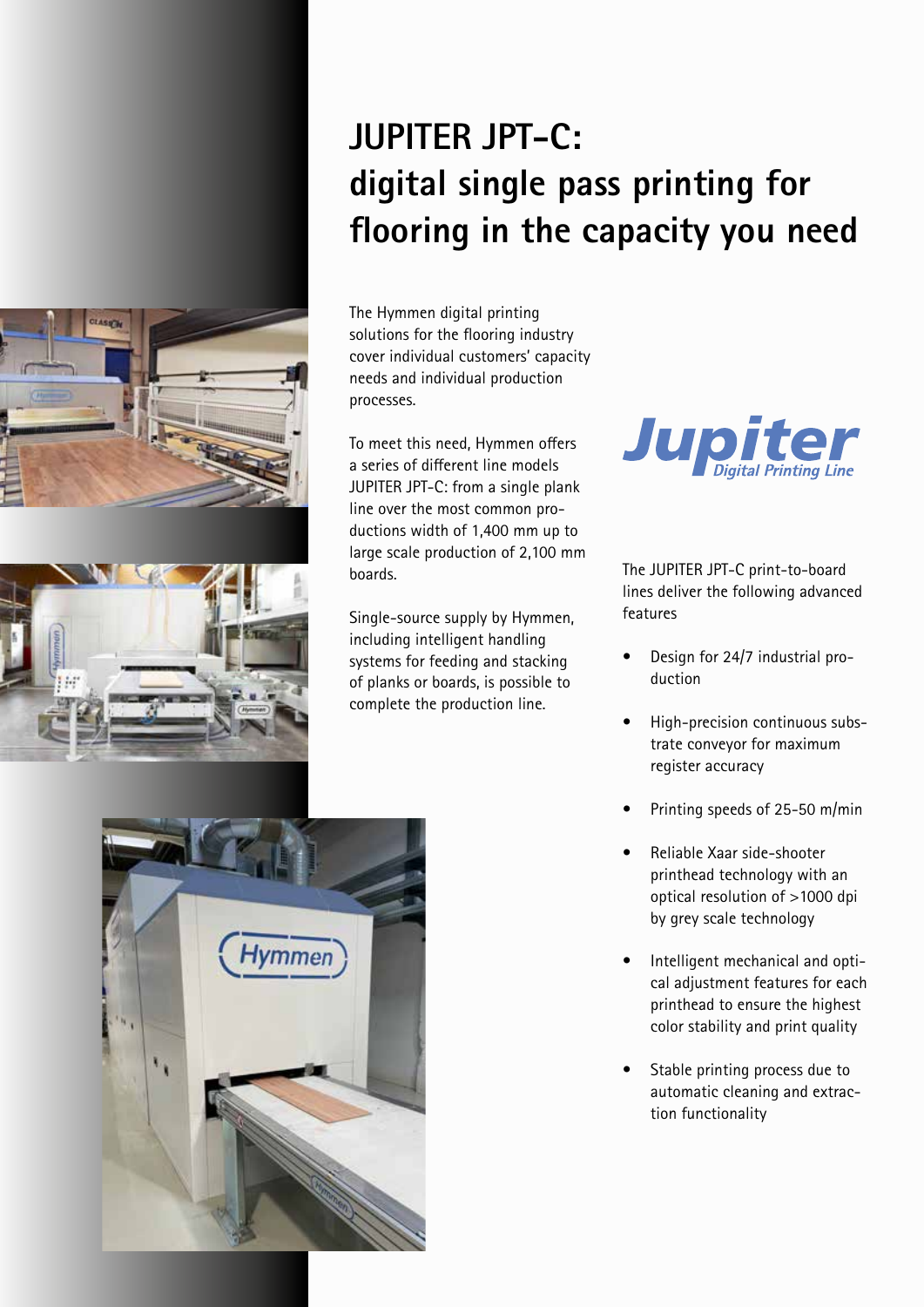# JUPITER JPT-C: digital single pass printing for flooring in the capacity you need

The Hymmen digital printing solutions for the flooring industry cover individual customers' capacity needs and individual production processes.

To meet this need, Hymmen offers a series of different line models JUPITER JPT-C: from a single plank line over the most common productions width of 1,400 mm up to large scale production of 2,100 mm boards.

Single-source supply by Hymmen, including intelligent handling systems for feeding and stacking of planks or boards, is possible to complete the production line.

Jupiter *Digital Printing Line*

The JUPITER JPT-C print-to-board lines deliver the following advanced features

- Design for 24/7 industrial production
- High-precision continuous substrate conveyor for maximum register accuracy
- Printing speeds of 25-50 m/min
- Reliable Xaar side-shooter printhead technology with an optical resolution of >1000 dpi by grey scale technology
- Intelligent mechanical and optical adjustment features for each printhead to ensure the highest color stability and print quality
- Stable printing process due to automatic cleaning and extraction functionality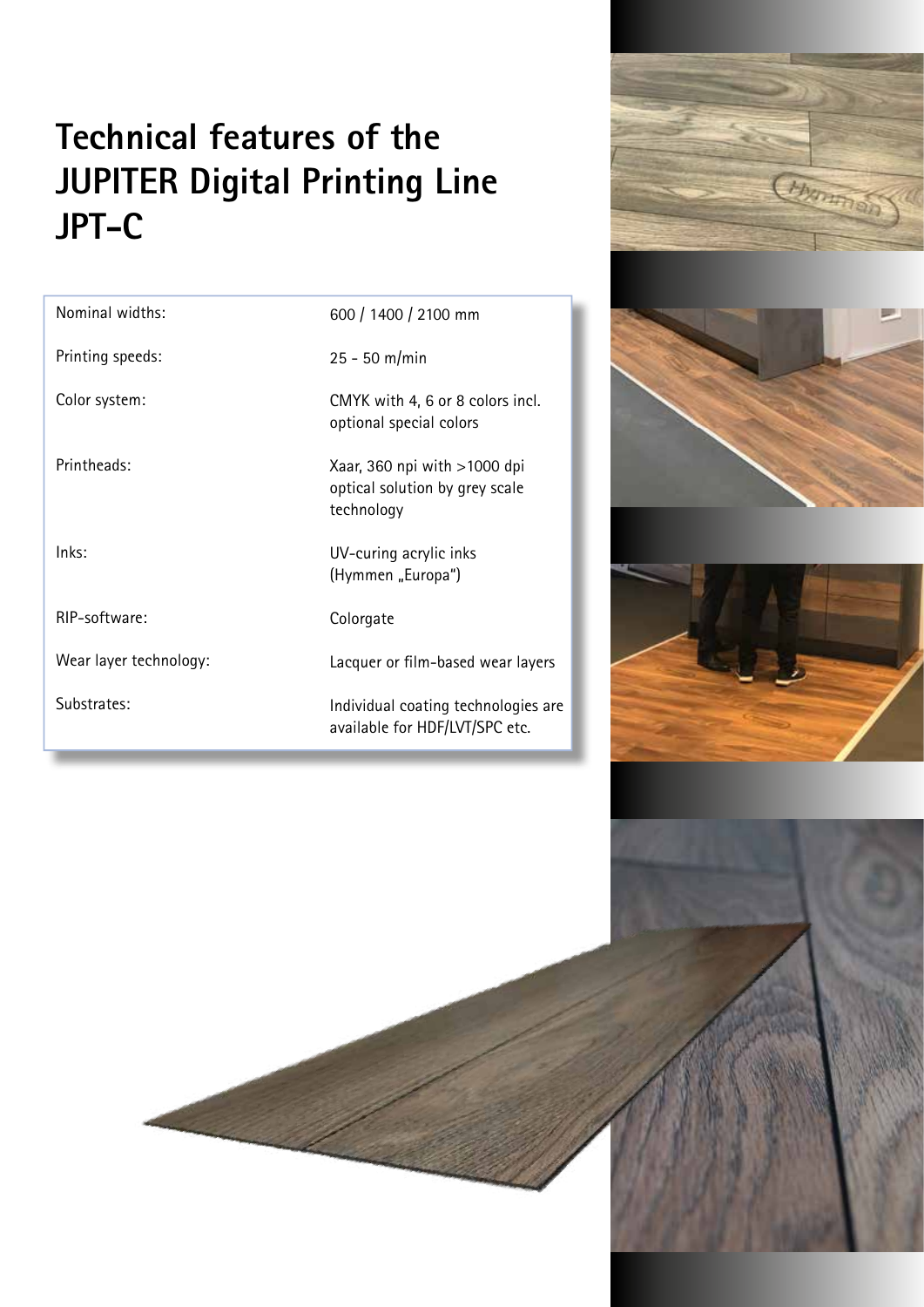# Technical features of the JUPITER Digital Printing Line JPT-C

| | |
|---|---|
| Nominal widths: | 600 / 1400 / 2100 mm |
| Printing speeds: | 25 - 50 m/min |
| Color system: | CMYK with 4, 6 or 8 colors incl. optional special colors |
| Printheads: | Xaar, 360 npi with >1000 dpi optical solution by grey scale technology |
| Inks: | UV-curing acrylic inks (Hymmen „Europa") |
| RIP-software: | Colorgate |
| Wear layer technology: | Lacquer or film-based wear layers |
| Substrates: | Individual coating technologies are available for HDF/LVT/SPC etc. |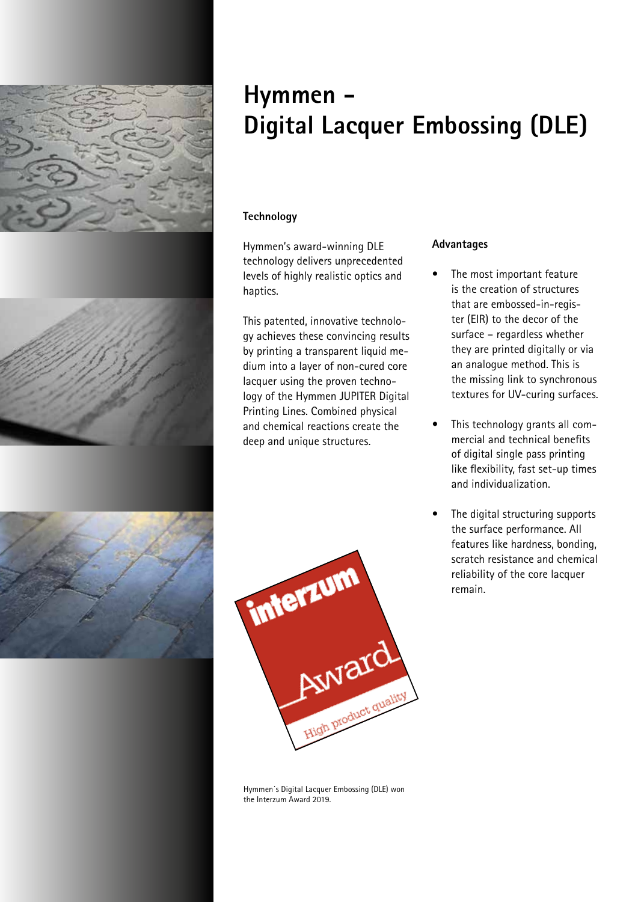# Hymmen - Digital Lacquer Embossing (DLE)

## Technology

Hymmen's award-winning DLE technology delivers unprecedented levels of highly realistic optics and haptics.

This patented, innovative technology achieves these convincing results by printing a transparent liquid medium into a layer of non-cured core lacquer using the proven technology of the Hymmen JUPITER Digital Printing Lines. Combined physical and chemical reactions create the deep and unique structures.

## Advantages

- The most important feature is the creation of structures that are embossed-in-register (EIR) to the decor of the surface – regardless whether they are printed digitally or via an analogue method. This is the missing link to synchronous textures for UV-curing surfaces.
- This technology grants all commercial and technical benefits of digital single pass printing like flexibility, fast set-up times and individualization.
- The digital structuring supports the surface performance. All features like hardness, bonding, scratch resistance and chemical reliability of the core lacquer remain.

Hymmen´s Digital Lacquer Embossing (DLE) won the Interzum Award 2019.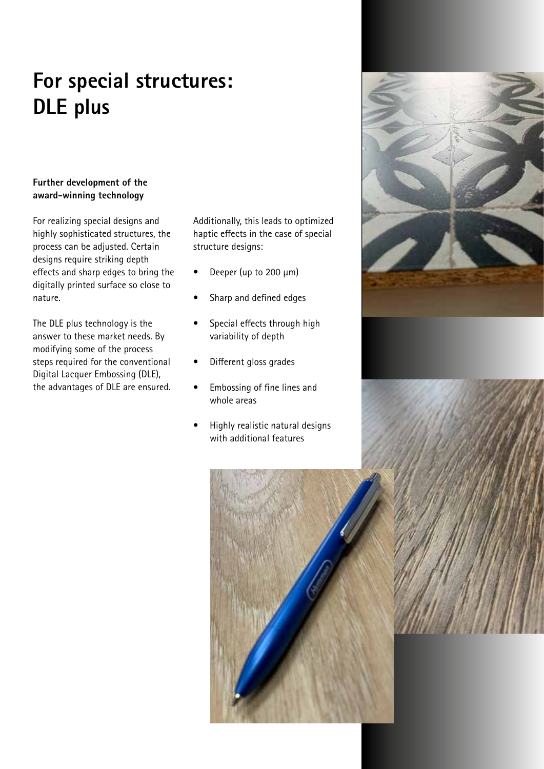# For special structures: DLE plus

**Further development of the award-winning technology**

For realizing special designs and highly sophisticated structures, the process can be adjusted. Certain designs require striking depth effects and sharp edges to bring the digitally printed surface so close to nature.

The DLE plus technology is the answer to these market needs. By modifying some of the process steps required for the conventional Digital Lacquer Embossing (DLE), the advantages of DLE are ensured.

Additionally, this leads to optimized haptic effects in the case of special structure designs:

- Deeper (up to 200 µm)
- Sharp and defined edges
- Special effects through high variability of depth
- Different gloss grades
- Embossing of fine lines and whole areas
- Highly realistic natural designs with additional features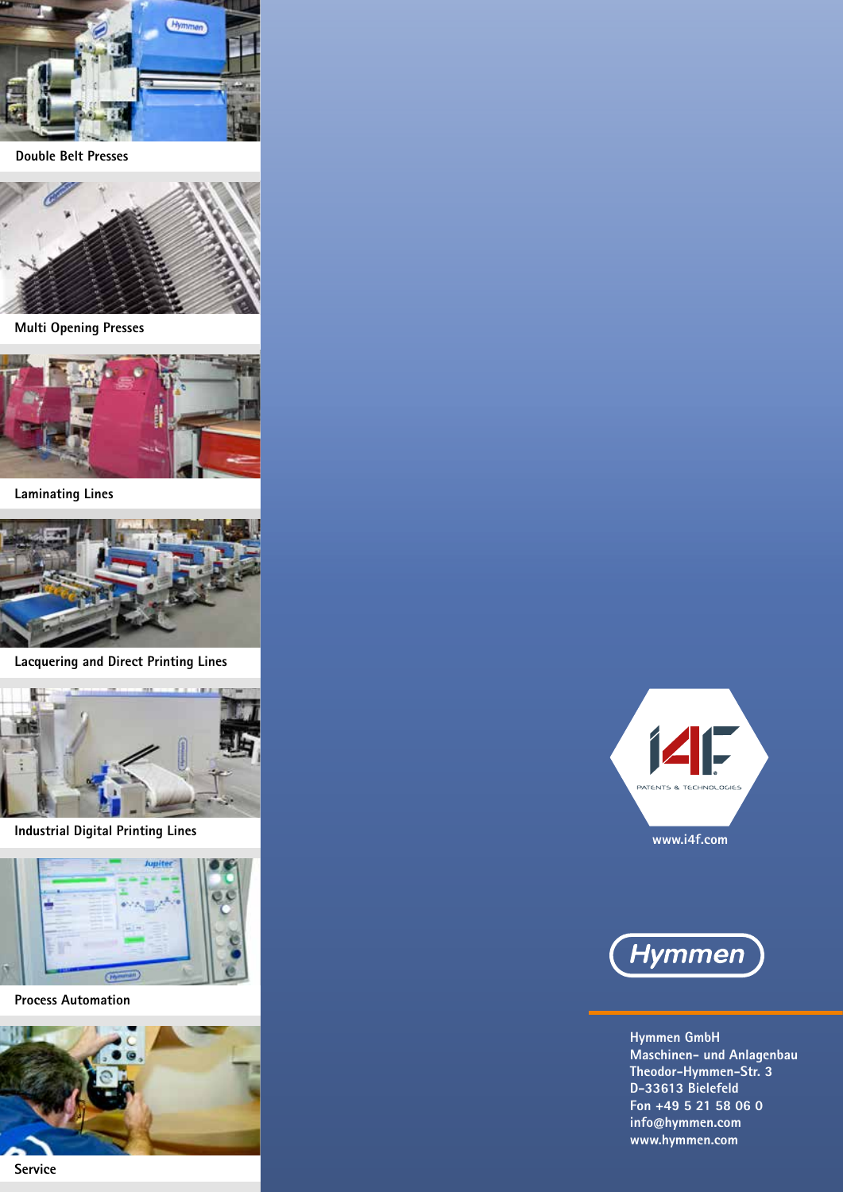Double Belt Presses

Multi Opening Presses

Laminating Lines

Lacquering and Direct Printing Lines

Industrial Digital Printing Lines

Process Automation

Service

PATENTS & TECHNOLOGIES

www.i4f.com

Hymmen GmbH
Maschinen- und Anlagenbau
Theodor-Hymmen-Str. 3
D-33613 Bielefeld
Fon +49 5 21 58 06 0
info@hymmen.com
www.hymmen.com